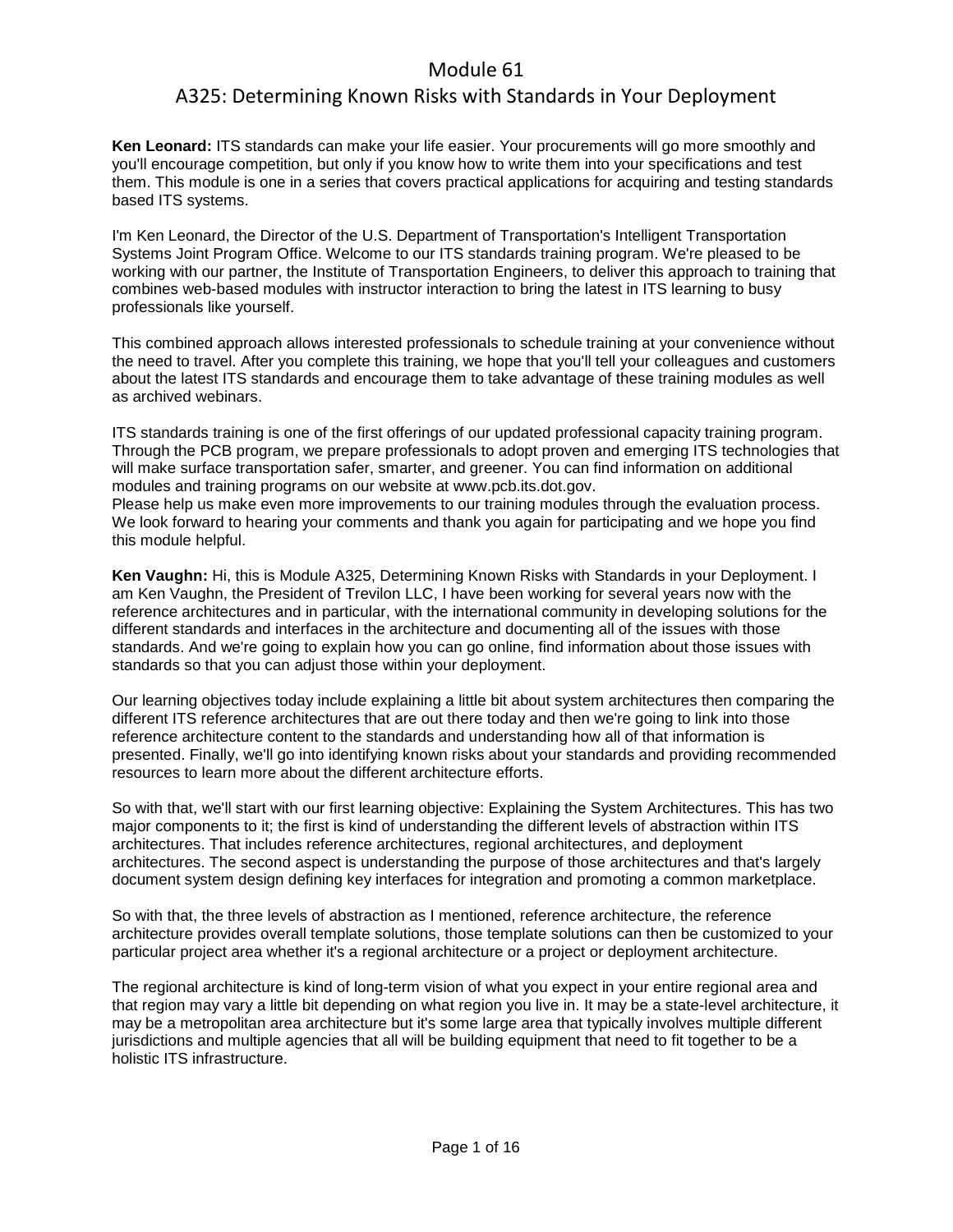# Module 61

## A325: Determining Known Risks with Standards in Your Deployment

**Ken Leonard:** ITS standards can make your life easier. Your procurements will go more smoothly and you'll encourage competition, but only if you know how to write them into your specifications and test them. This module is one in a series that covers practical applications for acquiring and testing standards based ITS systems.

I'm Ken Leonard, the Director of the U.S. Department of Transportation's Intelligent Transportation Systems Joint Program Office. Welcome to our ITS standards training program. We're pleased to be working with our partner, the Institute of Transportation Engineers, to deliver this approach to training that combines web-based modules with instructor interaction to bring the latest in ITS learning to busy professionals like yourself.

This combined approach allows interested professionals to schedule training at your convenience without the need to travel. After you complete this training, we hope that you'll tell your colleagues and customers about the latest ITS standards and encourage them to take advantage of these training modules as well as archived webinars.

ITS standards training is one of the first offerings of our updated professional capacity training program. Through the PCB program, we prepare professionals to adopt proven and emerging ITS technologies that will make surface transportation safer, smarter, and greener. You can find information on additional modules and training programs on our website at www.pcb.its.dot.gov.
Please help us make even more improvements to our training modules through the evaluation process. We look forward to hearing your comments and thank you again for participating and we hope you find this module helpful.

**Ken Vaughn:** Hi, this is Module A325, Determining Known Risks with Standards in your Deployment. I am Ken Vaughn, the President of Trevilon LLC, I have been working for several years now with the reference architectures and in particular, with the international community in developing solutions for the different standards and interfaces in the architecture and documenting all of the issues with those standards. And we're going to explain how you can go online, find information about those issues with standards so that you can adjust those within your deployment.

Our learning objectives today include explaining a little bit about system architectures then comparing the different ITS reference architectures that are out there today and then we're going to link into those reference architecture content to the standards and understanding how all of that information is presented. Finally, we'll go into identifying known risks about your standards and providing recommended resources to learn more about the different architecture efforts.

So with that, we'll start with our first learning objective: Explaining the System Architectures. This has two major components to it; the first is kind of understanding the different levels of abstraction within ITS architectures. That includes reference architectures, regional architectures, and deployment architectures. The second aspect is understanding the purpose of those architectures and that's largely document system design defining key interfaces for integration and promoting a common marketplace.

So with that, the three levels of abstraction as I mentioned, reference architecture, the reference architecture provides overall template solutions, those template solutions can then be customized to your particular project area whether it's a regional architecture or a project or deployment architecture.

The regional architecture is kind of long-term vision of what you expect in your entire regional area and that region may vary a little bit depending on what region you live in. It may be a state-level architecture, it may be a metropolitan area architecture but it's some large area that typically involves multiple different jurisdictions and multiple agencies that all will be building equipment that need to fit together to be a holistic ITS infrastructure.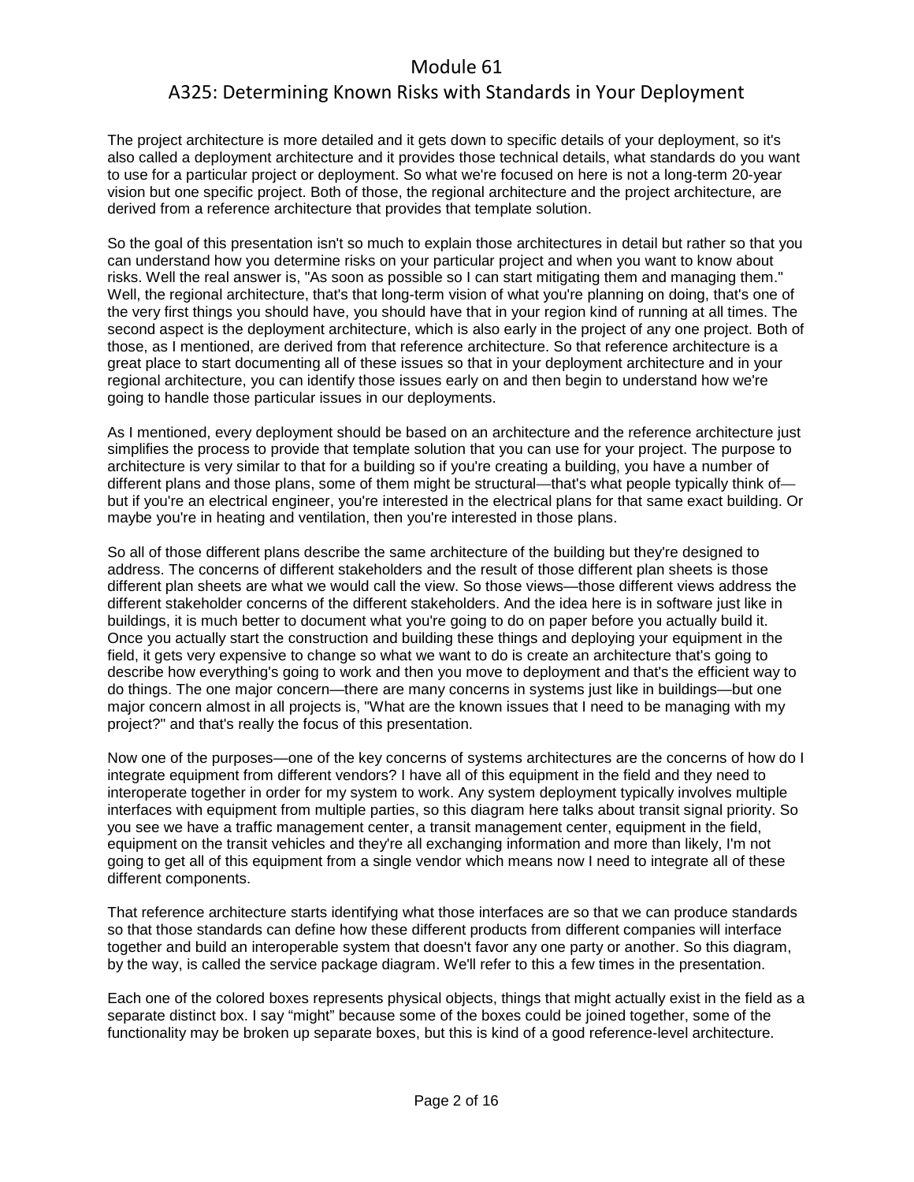The project architecture is more detailed and it gets down to specific details of your deployment, so it's also called a deployment architecture and it provides those technical details, what standards do you want to use for a particular project or deployment. So what we're focused on here is not a long-term 20-year vision but one specific project. Both of those, the regional architecture and the project architecture, are derived from a reference architecture that provides that template solution.

So the goal of this presentation isn't so much to explain those architectures in detail but rather so that you can understand how you determine risks on your particular project and when you want to know about risks. Well the real answer is, "As soon as possible so I can start mitigating them and managing them." Well, the regional architecture, that's that long-term vision of what you're planning on doing, that's one of the very first things you should have, you should have that in your region kind of running at all times. The second aspect is the deployment architecture, which is also early in the project of any one project. Both of those, as I mentioned, are derived from that reference architecture. So that reference architecture is a great place to start documenting all of these issues so that in your deployment architecture and in your regional architecture, you can identify those issues early on and then begin to understand how we're going to handle those particular issues in our deployments.

As I mentioned, every deployment should be based on an architecture and the reference architecture just simplifies the process to provide that template solution that you can use for your project. The purpose to architecture is very similar to that for a building so if you're creating a building, you have a number of different plans and those plans, some of them might be structural—that's what people typically think of—but if you're an electrical engineer, you're interested in the electrical plans for that same exact building. Or maybe you're in heating and ventilation, then you're interested in those plans.

So all of those different plans describe the same architecture of the building but they're designed to address. The concerns of different stakeholders and the result of those different plan sheets is those different plan sheets are what we would call the view. So those views—those different views address the different stakeholder concerns of the different stakeholders. And the idea here is in software just like in buildings, it is much better to document what you're going to do on paper before you actually build it. Once you actually start the construction and building these things and deploying your equipment in the field, it gets very expensive to change so what we want to do is create an architecture that's going to describe how everything's going to work and then you move to deployment and that's the efficient way to do things. The one major concern—there are many concerns in systems just like in buildings—but one major concern almost in all projects is, "What are the known issues that I need to be managing with my project?" and that's really the focus of this presentation.

Now one of the purposes—one of the key concerns of systems architectures are the concerns of how do I integrate equipment from different vendors? I have all of this equipment in the field and they need to interoperate together in order for my system to work. Any system deployment typically involves multiple interfaces with equipment from multiple parties, so this diagram here talks about transit signal priority. So you see we have a traffic management center, a transit management center, equipment in the field, equipment on the transit vehicles and they're all exchanging information and more than likely, I'm not going to get all of this equipment from a single vendor which means now I need to integrate all of these different components.

That reference architecture starts identifying what those interfaces are so that we can produce standards so that those standards can define how these different products from different companies will interface together and build an interoperable system that doesn't favor any one party or another. So this diagram, by the way, is called the service package diagram. We'll refer to this a few times in the presentation.

Each one of the colored boxes represents physical objects, things that might actually exist in the field as a separate distinct box. I say "might" because some of the boxes could be joined together, some of the functionality may be broken up separate boxes, but this is kind of a good reference-level architecture.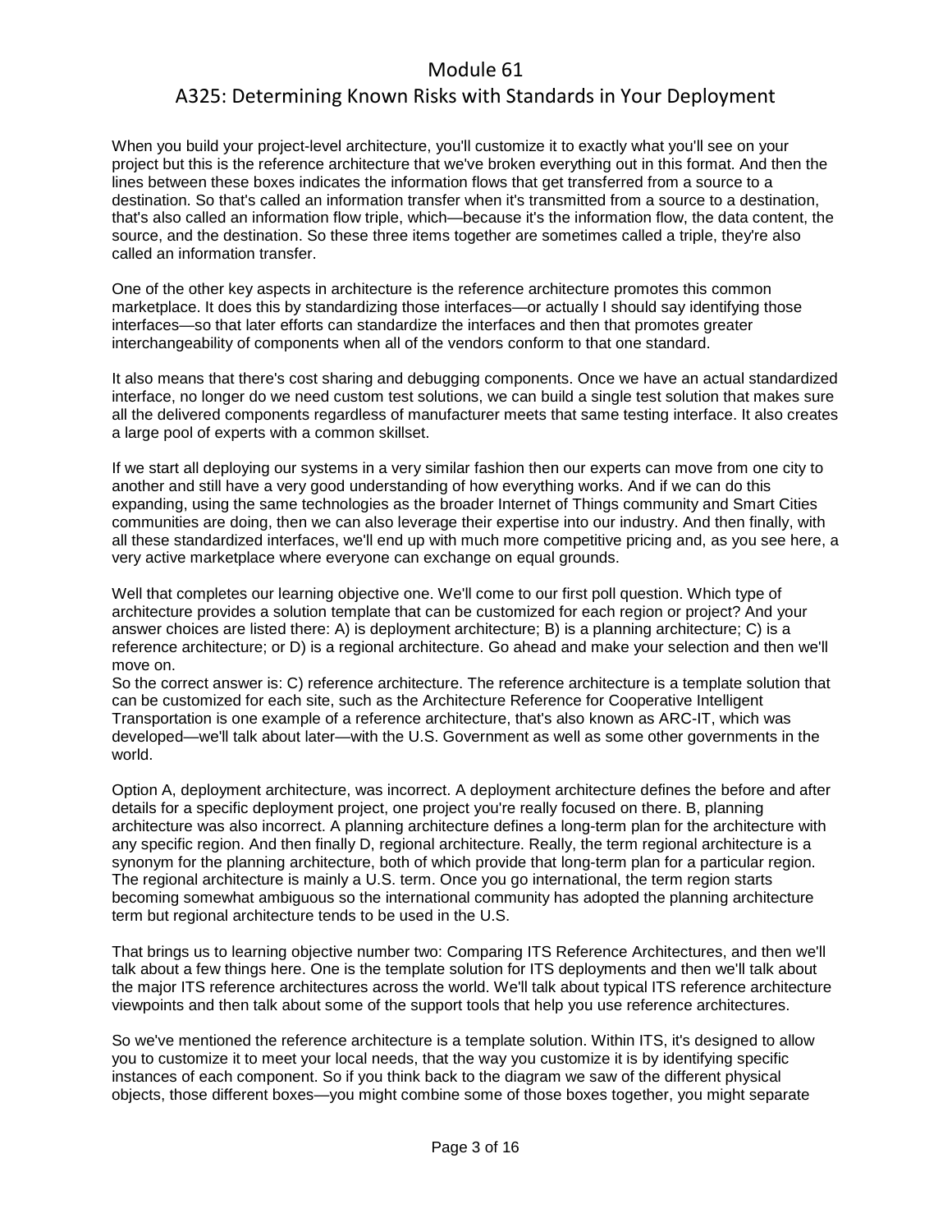When you build your project-level architecture, you'll customize it to exactly what you'll see on your project but this is the reference architecture that we've broken everything out in this format. And then the lines between these boxes indicates the information flows that get transferred from a source to a destination. So that's called an information transfer when it's transmitted from a source to a destination, that's also called an information flow triple, which—because it's the information flow, the data content, the source, and the destination. So these three items together are sometimes called a triple, they're also called an information transfer.

One of the other key aspects in architecture is the reference architecture promotes this common marketplace. It does this by standardizing those interfaces—or actually I should say identifying those interfaces—so that later efforts can standardize the interfaces and then that promotes greater interchangeability of components when all of the vendors conform to that one standard.

It also means that there's cost sharing and debugging components. Once we have an actual standardized interface, no longer do we need custom test solutions, we can build a single test solution that makes sure all the delivered components regardless of manufacturer meets that same testing interface. It also creates a large pool of experts with a common skillset.

If we start all deploying our systems in a very similar fashion then our experts can move from one city to another and still have a very good understanding of how everything works. And if we can do this expanding, using the same technologies as the broader Internet of Things community and Smart Cities communities are doing, then we can also leverage their expertise into our industry. And then finally, with all these standardized interfaces, we'll end up with much more competitive pricing and, as you see here, a very active marketplace where everyone can exchange on equal grounds.

Well that completes our learning objective one. We'll come to our first poll question. Which type of architecture provides a solution template that can be customized for each region or project? And your answer choices are listed there: A) is deployment architecture; B) is a planning architecture; C) is a reference architecture; or D) is a regional architecture. Go ahead and make your selection and then we'll move on.
So the correct answer is: C) reference architecture. The reference architecture is a template solution that can be customized for each site, such as the Architecture Reference for Cooperative Intelligent Transportation is one example of a reference architecture, that's also known as ARC-IT, which was developed—we'll talk about later—with the U.S. Government as well as some other governments in the world.

Option A, deployment architecture, was incorrect. A deployment architecture defines the before and after details for a specific deployment project, one project you're really focused on there. B, planning architecture was also incorrect. A planning architecture defines a long-term plan for the architecture with any specific region. And then finally D, regional architecture. Really, the term regional architecture is a synonym for the planning architecture, both of which provide that long-term plan for a particular region. The regional architecture is mainly a U.S. term. Once you go international, the term region starts becoming somewhat ambiguous so the international community has adopted the planning architecture term but regional architecture tends to be used in the U.S.

That brings us to learning objective number two: Comparing ITS Reference Architectures, and then we'll talk about a few things here. One is the template solution for ITS deployments and then we'll talk about the major ITS reference architectures across the world. We'll talk about typical ITS reference architecture viewpoints and then talk about some of the support tools that help you use reference architectures.

So we've mentioned the reference architecture is a template solution. Within ITS, it's designed to allow you to customize it to meet your local needs, that the way you customize it is by identifying specific instances of each component. So if you think back to the diagram we saw of the different physical objects, those different boxes—you might combine some of those boxes together, you might separate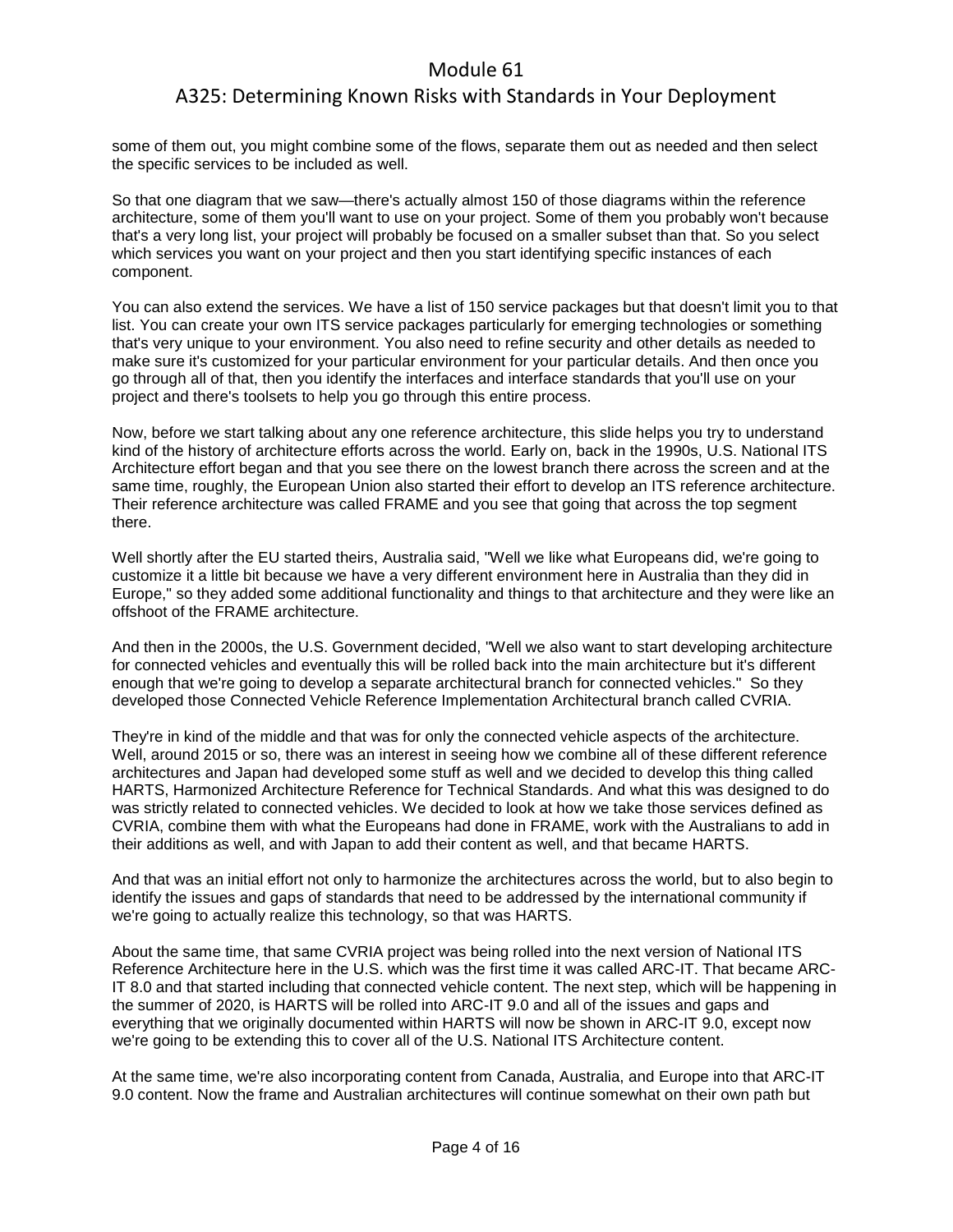some of them out, you might combine some of the flows, separate them out as needed and then select the specific services to be included as well.

So that one diagram that we saw—there's actually almost 150 of those diagrams within the reference architecture, some of them you'll want to use on your project. Some of them you probably won't because that's a very long list, your project will probably be focused on a smaller subset than that. So you select which services you want on your project and then you start identifying specific instances of each component.

You can also extend the services. We have a list of 150 service packages but that doesn't limit you to that list. You can create your own ITS service packages particularly for emerging technologies or something that's very unique to your environment. You also need to refine security and other details as needed to make sure it's customized for your particular environment for your particular details. And then once you go through all of that, then you identify the interfaces and interface standards that you'll use on your project and there's toolsets to help you go through this entire process.

Now, before we start talking about any one reference architecture, this slide helps you try to understand kind of the history of architecture efforts across the world. Early on, back in the 1990s, U.S. National ITS Architecture effort began and that you see there on the lowest branch there across the screen and at the same time, roughly, the European Union also started their effort to develop an ITS reference architecture. Their reference architecture was called FRAME and you see that going that across the top segment there.

Well shortly after the EU started theirs, Australia said, "Well we like what Europeans did, we're going to customize it a little bit because we have a very different environment here in Australia than they did in Europe," so they added some additional functionality and things to that architecture and they were like an offshoot of the FRAME architecture.

And then in the 2000s, the U.S. Government decided, "Well we also want to start developing architecture for connected vehicles and eventually this will be rolled back into the main architecture but it's different enough that we're going to develop a separate architectural branch for connected vehicles." So they developed those Connected Vehicle Reference Implementation Architectural branch called CVRIA.

They're in kind of the middle and that was for only the connected vehicle aspects of the architecture. Well, around 2015 or so, there was an interest in seeing how we combine all of these different reference architectures and Japan had developed some stuff as well and we decided to develop this thing called HARTS, Harmonized Architecture Reference for Technical Standards. And what this was designed to do was strictly related to connected vehicles. We decided to look at how we take those services defined as CVRIA, combine them with what the Europeans had done in FRAME, work with the Australians to add in their additions as well, and with Japan to add their content as well, and that became HARTS.

And that was an initial effort not only to harmonize the architectures across the world, but to also begin to identify the issues and gaps of standards that need to be addressed by the international community if we're going to actually realize this technology, so that was HARTS.

About the same time, that same CVRIA project was being rolled into the next version of National ITS Reference Architecture here in the U.S. which was the first time it was called ARC-IT. That became ARC-IT 8.0 and that started including that connected vehicle content. The next step, which will be happening in the summer of 2020, is HARTS will be rolled into ARC-IT 9.0 and all of the issues and gaps and everything that we originally documented within HARTS will now be shown in ARC-IT 9.0, except now we're going to be extending this to cover all of the U.S. National ITS Architecture content.

At the same time, we're also incorporating content from Canada, Australia, and Europe into that ARC-IT 9.0 content. Now the frame and Australian architectures will continue somewhat on their own path but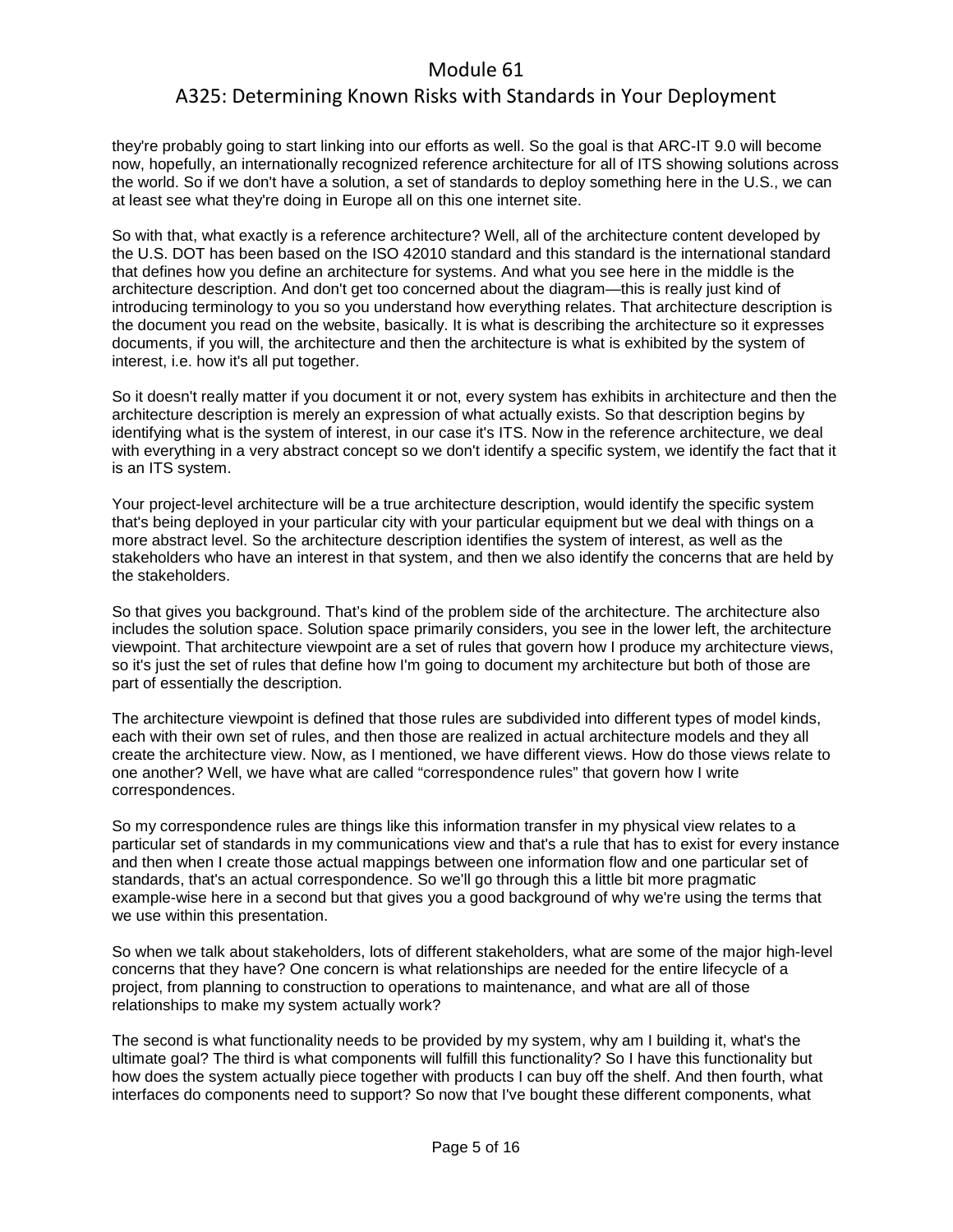they're probably going to start linking into our efforts as well. So the goal is that ARC-IT 9.0 will become now, hopefully, an internationally recognized reference architecture for all of ITS showing solutions across the world. So if we don't have a solution, a set of standards to deploy something here in the U.S., we can at least see what they're doing in Europe all on this one internet site.

So with that, what exactly is a reference architecture? Well, all of the architecture content developed by the U.S. DOT has been based on the ISO 42010 standard and this standard is the international standard that defines how you define an architecture for systems. And what you see here in the middle is the architecture description. And don't get too concerned about the diagram—this is really just kind of introducing terminology to you so you understand how everything relates. That architecture description is the document you read on the website, basically. It is what is describing the architecture so it expresses documents, if you will, the architecture and then the architecture is what is exhibited by the system of interest, i.e. how it's all put together.

So it doesn't really matter if you document it or not, every system has exhibits in architecture and then the architecture description is merely an expression of what actually exists. So that description begins by identifying what is the system of interest, in our case it's ITS. Now in the reference architecture, we deal with everything in a very abstract concept so we don't identify a specific system, we identify the fact that it is an ITS system.

Your project-level architecture will be a true architecture description, would identify the specific system that's being deployed in your particular city with your particular equipment but we deal with things on a more abstract level. So the architecture description identifies the system of interest, as well as the stakeholders who have an interest in that system, and then we also identify the concerns that are held by the stakeholders.

So that gives you background. That's kind of the problem side of the architecture. The architecture also includes the solution space. Solution space primarily considers, you see in the lower left, the architecture viewpoint. That architecture viewpoint are a set of rules that govern how I produce my architecture views, so it's just the set of rules that define how I'm going to document my architecture but both of those are part of essentially the description.

The architecture viewpoint is defined that those rules are subdivided into different types of model kinds, each with their own set of rules, and then those are realized in actual architecture models and they all create the architecture view. Now, as I mentioned, we have different views. How do those views relate to one another? Well, we have what are called "correspondence rules" that govern how I write correspondences.

So my correspondence rules are things like this information transfer in my physical view relates to a particular set of standards in my communications view and that's a rule that has to exist for every instance and then when I create those actual mappings between one information flow and one particular set of standards, that's an actual correspondence. So we'll go through this a little bit more pragmatic example-wise here in a second but that gives you a good background of why we're using the terms that we use within this presentation.

So when we talk about stakeholders, lots of different stakeholders, what are some of the major high-level concerns that they have? One concern is what relationships are needed for the entire lifecycle of a project, from planning to construction to operations to maintenance, and what are all of those relationships to make my system actually work?

The second is what functionality needs to be provided by my system, why am I building it, what's the ultimate goal? The third is what components will fulfill this functionality? So I have this functionality but how does the system actually piece together with products I can buy off the shelf. And then fourth, what interfaces do components need to support? So now that I've bought these different components, what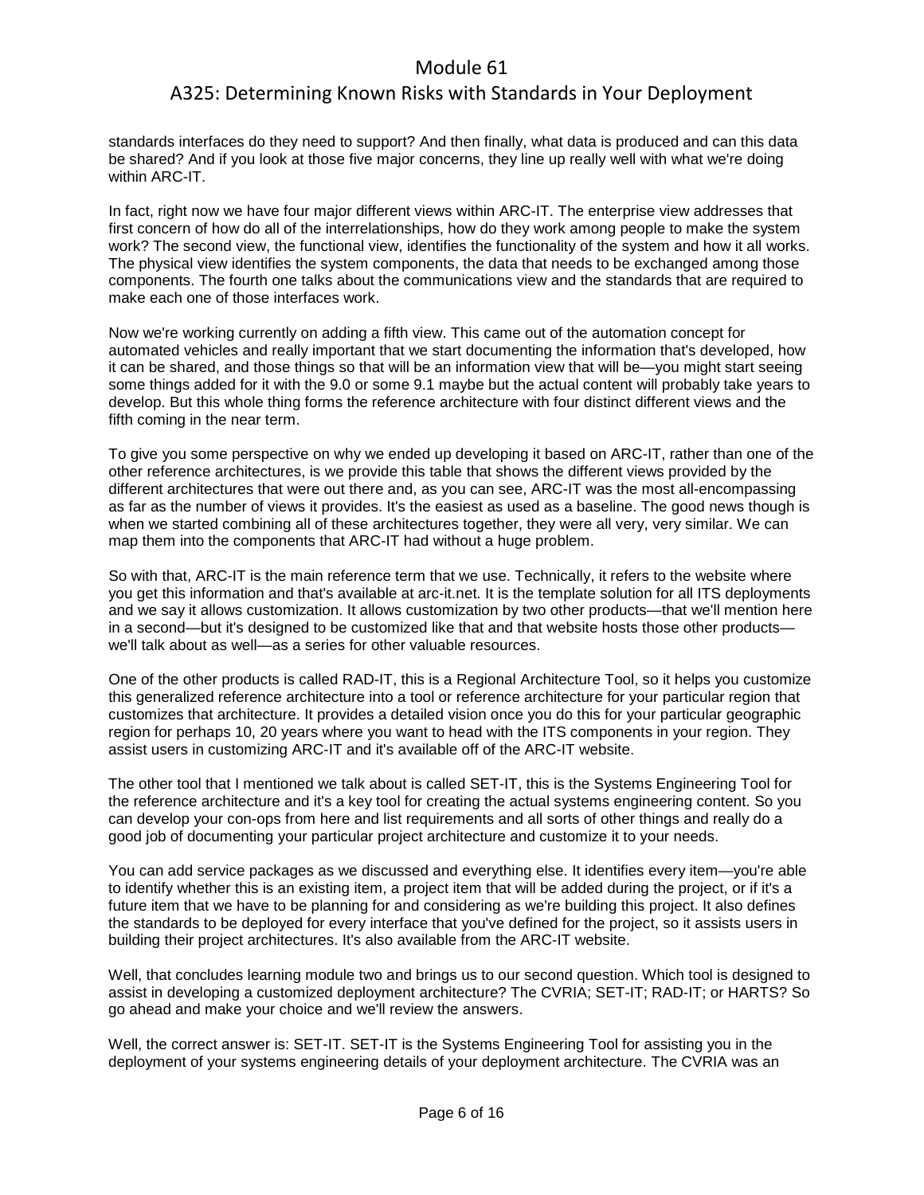standards interfaces do they need to support? And then finally, what data is produced and can this data be shared? And if you look at those five major concerns, they line up really well with what we're doing within ARC-IT.

In fact, right now we have four major different views within ARC-IT. The enterprise view addresses that first concern of how do all of the interrelationships, how do they work among people to make the system work? The second view, the functional view, identifies the functionality of the system and how it all works. The physical view identifies the system components, the data that needs to be exchanged among those components. The fourth one talks about the communications view and the standards that are required to make each one of those interfaces work.

Now we're working currently on adding a fifth view. This came out of the automation concept for automated vehicles and really important that we start documenting the information that's developed, how it can be shared, and those things so that will be an information view that will be—you might start seeing some things added for it with the 9.0 or some 9.1 maybe but the actual content will probably take years to develop. But this whole thing forms the reference architecture with four distinct different views and the fifth coming in the near term.

To give you some perspective on why we ended up developing it based on ARC-IT, rather than one of the other reference architectures, is we provide this table that shows the different views provided by the different architectures that were out there and, as you can see, ARC-IT was the most all-encompassing as far as the number of views it provides. It's the easiest as used as a baseline. The good news though is when we started combining all of these architectures together, they were all very, very similar. We can map them into the components that ARC-IT had without a huge problem.

So with that, ARC-IT is the main reference term that we use. Technically, it refers to the website where you get this information and that's available at arc-it.net. It is the template solution for all ITS deployments and we say it allows customization. It allows customization by two other products—that we'll mention here in a second—but it's designed to be customized like that and that website hosts those other products—we'll talk about as well—as a series for other valuable resources.

One of the other products is called RAD-IT, this is a Regional Architecture Tool, so it helps you customize this generalized reference architecture into a tool or reference architecture for your particular region that customizes that architecture. It provides a detailed vision once you do this for your particular geographic region for perhaps 10, 20 years where you want to head with the ITS components in your region. They assist users in customizing ARC-IT and it's available off of the ARC-IT website.

The other tool that I mentioned we talk about is called SET-IT, this is the Systems Engineering Tool for the reference architecture and it's a key tool for creating the actual systems engineering content. So you can develop your con-ops from here and list requirements and all sorts of other things and really do a good job of documenting your particular project architecture and customize it to your needs.

You can add service packages as we discussed and everything else. It identifies every item—you're able to identify whether this is an existing item, a project item that will be added during the project, or if it's a future item that we have to be planning for and considering as we're building this project. It also defines the standards to be deployed for every interface that you've defined for the project, so it assists users in building their project architectures. It's also available from the ARC-IT website.

Well, that concludes learning module two and brings us to our second question. Which tool is designed to assist in developing a customized deployment architecture? The CVRIA; SET-IT; RAD-IT; or HARTS? So go ahead and make your choice and we'll review the answers.

Well, the correct answer is: SET-IT. SET-IT is the Systems Engineering Tool for assisting you in the deployment of your systems engineering details of your deployment architecture. The CVRIA was an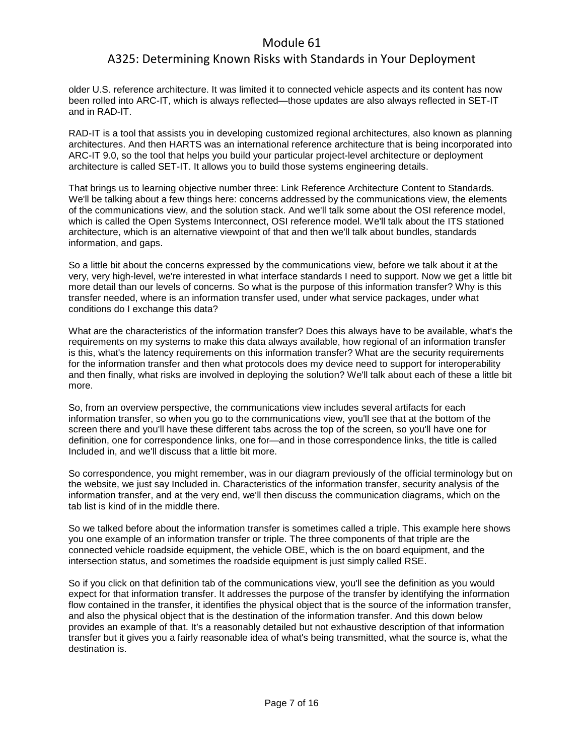older U.S. reference architecture. It was limited it to connected vehicle aspects and its content has now been rolled into ARC-IT, which is always reflected—those updates are also always reflected in SET-IT and in RAD-IT.

RAD-IT is a tool that assists you in developing customized regional architectures, also known as planning architectures. And then HARTS was an international reference architecture that is being incorporated into ARC-IT 9.0, so the tool that helps you build your particular project-level architecture or deployment architecture is called SET-IT. It allows you to build those systems engineering details.

That brings us to learning objective number three: Link Reference Architecture Content to Standards. We'll be talking about a few things here: concerns addressed by the communications view, the elements of the communications view, and the solution stack. And we'll talk some about the OSI reference model, which is called the Open Systems Interconnect, OSI reference model. We'll talk about the ITS stationed architecture, which is an alternative viewpoint of that and then we'll talk about bundles, standards information, and gaps.

So a little bit about the concerns expressed by the communications view, before we talk about it at the very, very high-level, we're interested in what interface standards I need to support. Now we get a little bit more detail than our levels of concerns. So what is the purpose of this information transfer? Why is this transfer needed, where is an information transfer used, under what service packages, under what conditions do I exchange this data?

What are the characteristics of the information transfer? Does this always have to be available, what's the requirements on my systems to make this data always available, how regional of an information transfer is this, what's the latency requirements on this information transfer? What are the security requirements for the information transfer and then what protocols does my device need to support for interoperability and then finally, what risks are involved in deploying the solution? We'll talk about each of these a little bit more.

So, from an overview perspective, the communications view includes several artifacts for each information transfer, so when you go to the communications view, you'll see that at the bottom of the screen there and you'll have these different tabs across the top of the screen, so you'll have one for definition, one for correspondence links, one for—and in those correspondence links, the title is called Included in, and we'll discuss that a little bit more.

So correspondence, you might remember, was in our diagram previously of the official terminology but on the website, we just say Included in. Characteristics of the information transfer, security analysis of the information transfer, and at the very end, we'll then discuss the communication diagrams, which on the tab list is kind of in the middle there.

So we talked before about the information transfer is sometimes called a triple. This example here shows you one example of an information transfer or triple. The three components of that triple are the connected vehicle roadside equipment, the vehicle OBE, which is the on board equipment, and the intersection status, and sometimes the roadside equipment is just simply called RSE.

So if you click on that definition tab of the communications view, you'll see the definition as you would expect for that information transfer. It addresses the purpose of the transfer by identifying the information flow contained in the transfer, it identifies the physical object that is the source of the information transfer, and also the physical object that is the destination of the information transfer. And this down below provides an example of that. It's a reasonably detailed but not exhaustive description of that information transfer but it gives you a fairly reasonable idea of what's being transmitted, what the source is, what the destination is.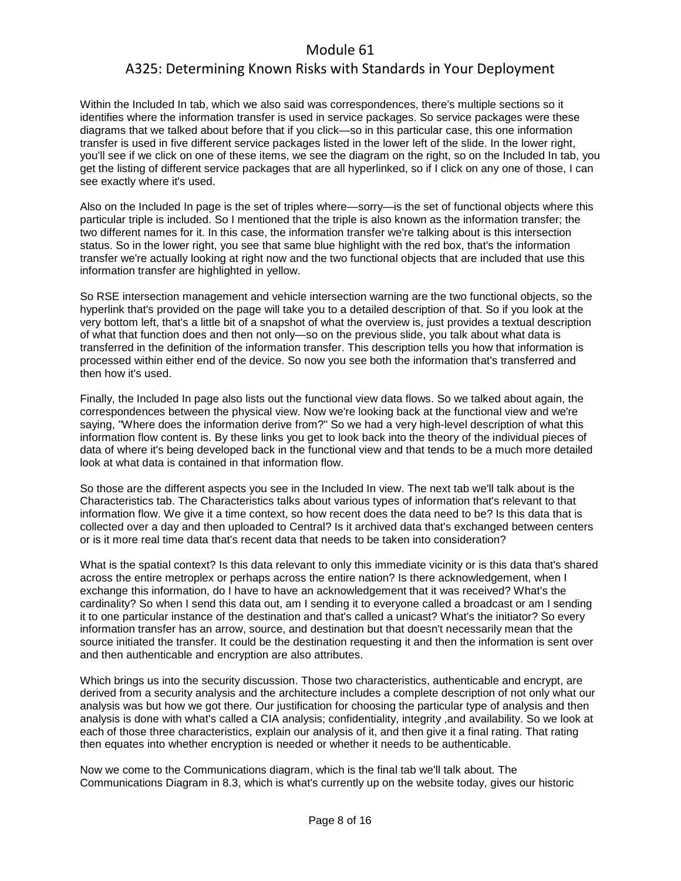Within the Included In tab, which we also said was correspondences, there's multiple sections so it identifies where the information transfer is used in service packages. So service packages were these diagrams that we talked about before that if you click—so in this particular case, this one information transfer is used in five different service packages listed in the lower left of the slide. In the lower right, you'll see if we click on one of these items, we see the diagram on the right, so on the Included In tab, you get the listing of different service packages that are all hyperlinked, so if I click on any one of those, I can see exactly where it's used.

Also on the Included In page is the set of triples where—sorry—is the set of functional objects where this particular triple is included. So I mentioned that the triple is also known as the information transfer; the two different names for it. In this case, the information transfer we're talking about is this intersection status. So in the lower right, you see that same blue highlight with the red box, that's the information transfer we're actually looking at right now and the two functional objects that are included that use this information transfer are highlighted in yellow.

So RSE intersection management and vehicle intersection warning are the two functional objects, so the hyperlink that's provided on the page will take you to a detailed description of that. So if you look at the very bottom left, that's a little bit of a snapshot of what the overview is, just provides a textual description of what that function does and then not only—so on the previous slide, you talk about what data is transferred in the definition of the information transfer. This description tells you how that information is processed within either end of the device. So now you see both the information that's transferred and then how it's used.

Finally, the Included In page also lists out the functional view data flows. So we talked about again, the correspondences between the physical view. Now we're looking back at the functional view and we're saying, "Where does the information derive from?" So we had a very high-level description of what this information flow content is. By these links you get to look back into the theory of the individual pieces of data of where it's being developed back in the functional view and that tends to be a much more detailed look at what data is contained in that information flow.

So those are the different aspects you see in the Included In view. The next tab we'll talk about is the Characteristics tab. The Characteristics talks about various types of information that's relevant to that information flow. We give it a time context, so how recent does the data need to be? Is this data that is collected over a day and then uploaded to Central? Is it archived data that's exchanged between centers or is it more real time data that's recent data that needs to be taken into consideration?

What is the spatial context? Is this data relevant to only this immediate vicinity or is this data that's shared across the entire metroplex or perhaps across the entire nation? Is there acknowledgement, when I exchange this information, do I have to have an acknowledgement that it was received? What's the cardinality? So when I send this data out, am I sending it to everyone called a broadcast or am I sending it to one particular instance of the destination and that's called a unicast? What's the initiator? So every information transfer has an arrow, source, and destination but that doesn't necessarily mean that the source initiated the transfer. It could be the destination requesting it and then the information is sent over and then authenticable and encryption are also attributes.

Which brings us into the security discussion. Those two characteristics, authenticable and encrypt, are derived from a security analysis and the architecture includes a complete description of not only what our analysis was but how we got there. Our justification for choosing the particular type of analysis and then analysis is done with what's called a CIA analysis; confidentiality, integrity ,and availability. So we look at each of those three characteristics, explain our analysis of it, and then give it a final rating. That rating then equates into whether encryption is needed or whether it needs to be authenticable.

Now we come to the Communications diagram, which is the final tab we'll talk about. The Communications Diagram in 8.3, which is what's currently up on the website today, gives our historic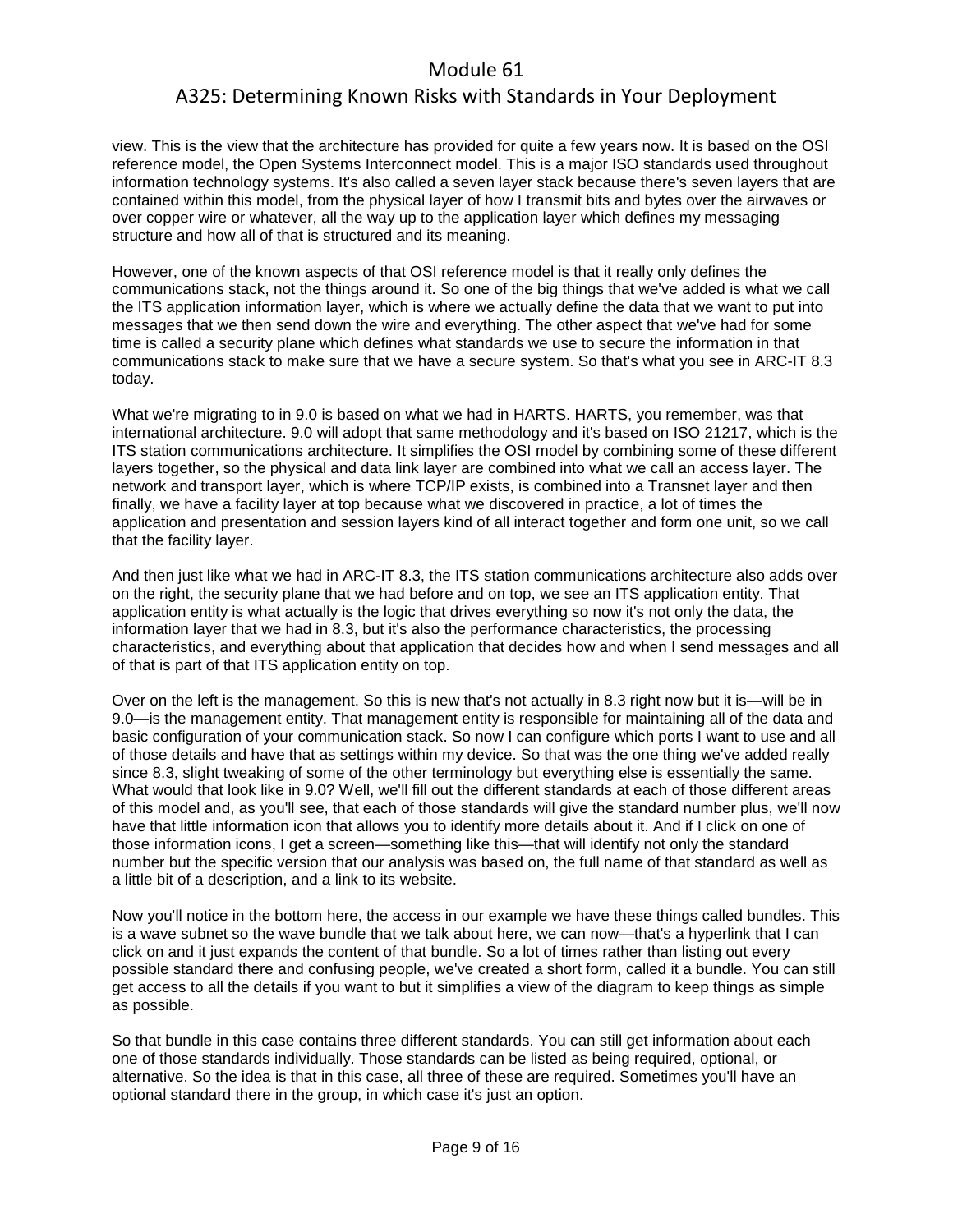view. This is the view that the architecture has provided for quite a few years now. It is based on the OSI reference model, the Open Systems Interconnect model. This is a major ISO standards used throughout information technology systems. It's also called a seven layer stack because there's seven layers that are contained within this model, from the physical layer of how I transmit bits and bytes over the airwaves or over copper wire or whatever, all the way up to the application layer which defines my messaging structure and how all of that is structured and its meaning.

However, one of the known aspects of that OSI reference model is that it really only defines the communications stack, not the things around it. So one of the big things that we've added is what we call the ITS application information layer, which is where we actually define the data that we want to put into messages that we then send down the wire and everything. The other aspect that we've had for some time is called a security plane which defines what standards we use to secure the information in that communications stack to make sure that we have a secure system. So that's what you see in ARC-IT 8.3 today.

What we're migrating to in 9.0 is based on what we had in HARTS. HARTS, you remember, was that international architecture. 9.0 will adopt that same methodology and it's based on ISO 21217, which is the ITS station communications architecture. It simplifies the OSI model by combining some of these different layers together, so the physical and data link layer are combined into what we call an access layer. The network and transport layer, which is where TCP/IP exists, is combined into a Transnet layer and then finally, we have a facility layer at top because what we discovered in practice, a lot of times the application and presentation and session layers kind of all interact together and form one unit, so we call that the facility layer.

And then just like what we had in ARC-IT 8.3, the ITS station communications architecture also adds over on the right, the security plane that we had before and on top, we see an ITS application entity. That application entity is what actually is the logic that drives everything so now it's not only the data, the information layer that we had in 8.3, but it's also the performance characteristics, the processing characteristics, and everything about that application that decides how and when I send messages and all of that is part of that ITS application entity on top.

Over on the left is the management. So this is new that's not actually in 8.3 right now but it is—will be in 9.0—is the management entity. That management entity is responsible for maintaining all of the data and basic configuration of your communication stack. So now I can configure which ports I want to use and all of those details and have that as settings within my device. So that was the one thing we've added really since 8.3, slight tweaking of some of the other terminology but everything else is essentially the same. What would that look like in 9.0? Well, we'll fill out the different standards at each of those different areas of this model and, as you'll see, that each of those standards will give the standard number plus, we'll now have that little information icon that allows you to identify more details about it. And if I click on one of those information icons, I get a screen—something like this—that will identify not only the standard number but the specific version that our analysis was based on, the full name of that standard as well as a little bit of a description, and a link to its website.

Now you'll notice in the bottom here, the access in our example we have these things called bundles. This is a wave subnet so the wave bundle that we talk about here, we can now—that's a hyperlink that I can click on and it just expands the content of that bundle. So a lot of times rather than listing out every possible standard there and confusing people, we've created a short form, called it a bundle. You can still get access to all the details if you want to but it simplifies a view of the diagram to keep things as simple as possible.

So that bundle in this case contains three different standards. You can still get information about each one of those standards individually. Those standards can be listed as being required, optional, or alternative. So the idea is that in this case, all three of these are required. Sometimes you'll have an optional standard there in the group, in which case it's just an option.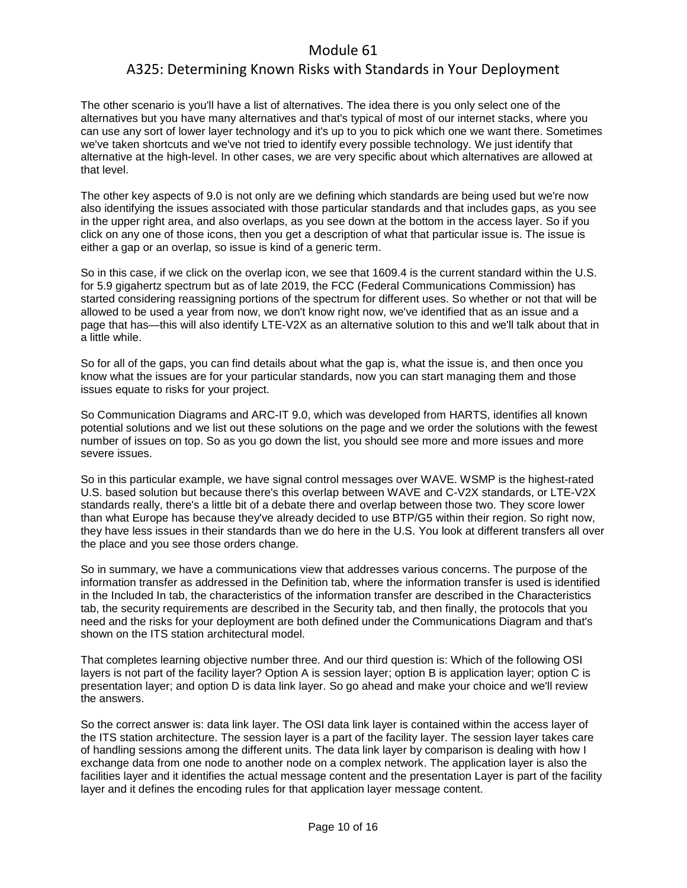The other scenario is you'll have a list of alternatives. The idea there is you only select one of the alternatives but you have many alternatives and that's typical of most of our internet stacks, where you can use any sort of lower layer technology and it's up to you to pick which one we want there. Sometimes we've taken shortcuts and we've not tried to identify every possible technology. We just identify that alternative at the high-level. In other cases, we are very specific about which alternatives are allowed at that level.

The other key aspects of 9.0 is not only are we defining which standards are being used but we're now also identifying the issues associated with those particular standards and that includes gaps, as you see in the upper right area, and also overlaps, as you see down at the bottom in the access layer. So if you click on any one of those icons, then you get a description of what that particular issue is. The issue is either a gap or an overlap, so issue is kind of a generic term.

So in this case, if we click on the overlap icon, we see that 1609.4 is the current standard within the U.S. for 5.9 gigahertz spectrum but as of late 2019, the FCC (Federal Communications Commission) has started considering reassigning portions of the spectrum for different uses. So whether or not that will be allowed to be used a year from now, we don't know right now, we've identified that as an issue and a page that has—this will also identify LTE-V2X as an alternative solution to this and we'll talk about that in a little while.

So for all of the gaps, you can find details about what the gap is, what the issue is, and then once you know what the issues are for your particular standards, now you can start managing them and those issues equate to risks for your project.

So Communication Diagrams and ARC-IT 9.0, which was developed from HARTS, identifies all known potential solutions and we list out these solutions on the page and we order the solutions with the fewest number of issues on top. So as you go down the list, you should see more and more issues and more severe issues.

So in this particular example, we have signal control messages over WAVE. WSMP is the highest-rated U.S. based solution but because there's this overlap between WAVE and C-V2X standards, or LTE-V2X standards really, there's a little bit of a debate there and overlap between those two. They score lower than what Europe has because they've already decided to use BTP/G5 within their region. So right now, they have less issues in their standards than we do here in the U.S. You look at different transfers all over the place and you see those orders change.

So in summary, we have a communications view that addresses various concerns. The purpose of the information transfer as addressed in the Definition tab, where the information transfer is used is identified in the Included In tab, the characteristics of the information transfer are described in the Characteristics tab, the security requirements are described in the Security tab, and then finally, the protocols that you need and the risks for your deployment are both defined under the Communications Diagram and that's shown on the ITS station architectural model.

That completes learning objective number three. And our third question is: Which of the following OSI layers is not part of the facility layer? Option A is session layer; option B is application layer; option C is presentation layer; and option D is data link layer. So go ahead and make your choice and we'll review the answers.

So the correct answer is: data link layer. The OSI data link layer is contained within the access layer of the ITS station architecture. The session layer is a part of the facility layer. The session layer takes care of handling sessions among the different units. The data link layer by comparison is dealing with how I exchange data from one node to another node on a complex network. The application layer is also the facilities layer and it identifies the actual message content and the presentation Layer is part of the facility layer and it defines the encoding rules for that application layer message content.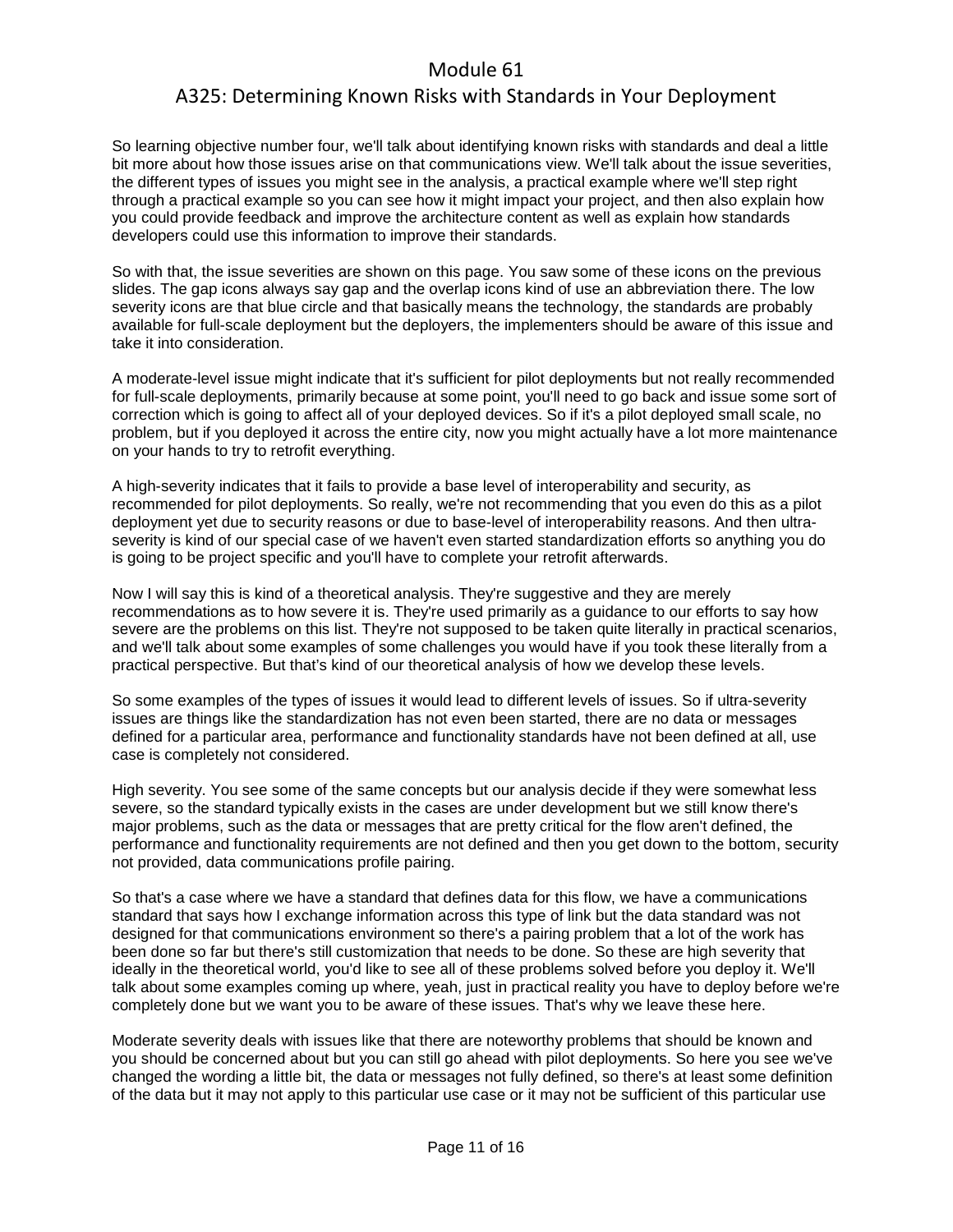So learning objective number four, we'll talk about identifying known risks with standards and deal a little bit more about how those issues arise on that communications view. We'll talk about the issue severities, the different types of issues you might see in the analysis, a practical example where we'll step right through a practical example so you can see how it might impact your project, and then also explain how you could provide feedback and improve the architecture content as well as explain how standards developers could use this information to improve their standards.

So with that, the issue severities are shown on this page. You saw some of these icons on the previous slides. The gap icons always say gap and the overlap icons kind of use an abbreviation there. The low severity icons are that blue circle and that basically means the technology, the standards are probably available for full-scale deployment but the deployers, the implementers should be aware of this issue and take it into consideration.

A moderate-level issue might indicate that it's sufficient for pilot deployments but not really recommended for full-scale deployments, primarily because at some point, you'll need to go back and issue some sort of correction which is going to affect all of your deployed devices. So if it's a pilot deployed small scale, no problem, but if you deployed it across the entire city, now you might actually have a lot more maintenance on your hands to try to retrofit everything.

A high-severity indicates that it fails to provide a base level of interoperability and security, as recommended for pilot deployments. So really, we're not recommending that you even do this as a pilot deployment yet due to security reasons or due to base-level of interoperability reasons. And then ultra-severity is kind of our special case of we haven't even started standardization efforts so anything you do is going to be project specific and you'll have to complete your retrofit afterwards.

Now I will say this is kind of a theoretical analysis. They're suggestive and they are merely recommendations as to how severe it is. They're used primarily as a guidance to our efforts to say how severe are the problems on this list. They're not supposed to be taken quite literally in practical scenarios, and we'll talk about some examples of some challenges you would have if you took these literally from a practical perspective. But that's kind of our theoretical analysis of how we develop these levels.

So some examples of the types of issues it would lead to different levels of issues. So if ultra-severity issues are things like the standardization has not even been started, there are no data or messages defined for a particular area, performance and functionality standards have not been defined at all, use case is completely not considered.

High severity. You see some of the same concepts but our analysis decide if they were somewhat less severe, so the standard typically exists in the cases are under development but we still know there's major problems, such as the data or messages that are pretty critical for the flow aren't defined, the performance and functionality requirements are not defined and then you get down to the bottom, security not provided, data communications profile pairing.

So that's a case where we have a standard that defines data for this flow, we have a communications standard that says how I exchange information across this type of link but the data standard was not designed for that communications environment so there's a pairing problem that a lot of the work has been done so far but there's still customization that needs to be done. So these are high severity that ideally in the theoretical world, you'd like to see all of these problems solved before you deploy it. We'll talk about some examples coming up where, yeah, just in practical reality you have to deploy before we're completely done but we want you to be aware of these issues. That's why we leave these here.

Moderate severity deals with issues like that there are noteworthy problems that should be known and you should be concerned about but you can still go ahead with pilot deployments. So here you see we've changed the wording a little bit, the data or messages not fully defined, so there's at least some definition of the data but it may not apply to this particular use case or it may not be sufficient of this particular use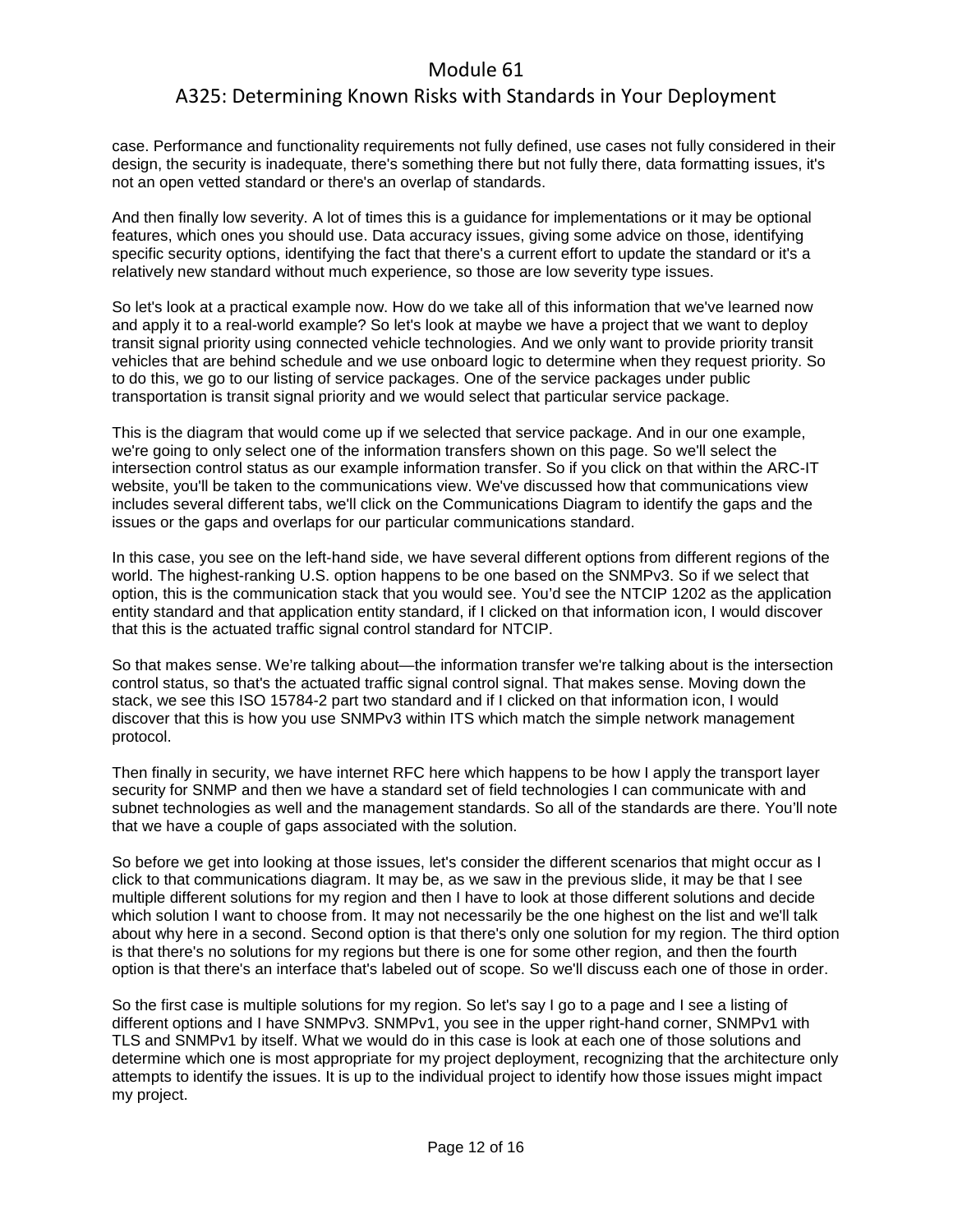case. Performance and functionality requirements not fully defined, use cases not fully considered in their design, the security is inadequate, there's something there but not fully there, data formatting issues, it's not an open vetted standard or there's an overlap of standards.

And then finally low severity. A lot of times this is a guidance for implementations or it may be optional features, which ones you should use. Data accuracy issues, giving some advice on those, identifying specific security options, identifying the fact that there's a current effort to update the standard or it's a relatively new standard without much experience, so those are low severity type issues.

So let's look at a practical example now. How do we take all of this information that we've learned now and apply it to a real-world example? So let's look at maybe we have a project that we want to deploy transit signal priority using connected vehicle technologies. And we only want to provide priority transit vehicles that are behind schedule and we use onboard logic to determine when they request priority. So to do this, we go to our listing of service packages. One of the service packages under public transportation is transit signal priority and we would select that particular service package.

This is the diagram that would come up if we selected that service package. And in our one example, we're going to only select one of the information transfers shown on this page. So we'll select the intersection control status as our example information transfer. So if you click on that within the ARC-IT website, you'll be taken to the communications view. We've discussed how that communications view includes several different tabs, we'll click on the Communications Diagram to identify the gaps and the issues or the gaps and overlaps for our particular communications standard.

In this case, you see on the left-hand side, we have several different options from different regions of the world. The highest-ranking U.S. option happens to be one based on the SNMPv3. So if we select that option, this is the communication stack that you would see. You'd see the NTCIP 1202 as the application entity standard and that application entity standard, if I clicked on that information icon, I would discover that this is the actuated traffic signal control standard for NTCIP.

So that makes sense. We're talking about—the information transfer we're talking about is the intersection control status, so that's the actuated traffic signal control signal. That makes sense. Moving down the stack, we see this ISO 15784-2 part two standard and if I clicked on that information icon, I would discover that this is how you use SNMPv3 within ITS which match the simple network management protocol.

Then finally in security, we have internet RFC here which happens to be how I apply the transport layer security for SNMP and then we have a standard set of field technologies I can communicate with and subnet technologies as well and the management standards. So all of the standards are there. You'll note that we have a couple of gaps associated with the solution.

So before we get into looking at those issues, let's consider the different scenarios that might occur as I click to that communications diagram. It may be, as we saw in the previous slide, it may be that I see multiple different solutions for my region and then I have to look at those different solutions and decide which solution I want to choose from. It may not necessarily be the one highest on the list and we'll talk about why here in a second. Second option is that there's only one solution for my region. The third option is that there's no solutions for my regions but there is one for some other region, and then the fourth option is that there's an interface that's labeled out of scope. So we'll discuss each one of those in order.

So the first case is multiple solutions for my region. So let's say I go to a page and I see a listing of different options and I have SNMPv3. SNMPv1, you see in the upper right-hand corner, SNMPv1 with TLS and SNMPv1 by itself. What we would do in this case is look at each one of those solutions and determine which one is most appropriate for my project deployment, recognizing that the architecture only attempts to identify the issues. It is up to the individual project to identify how those issues might impact my project.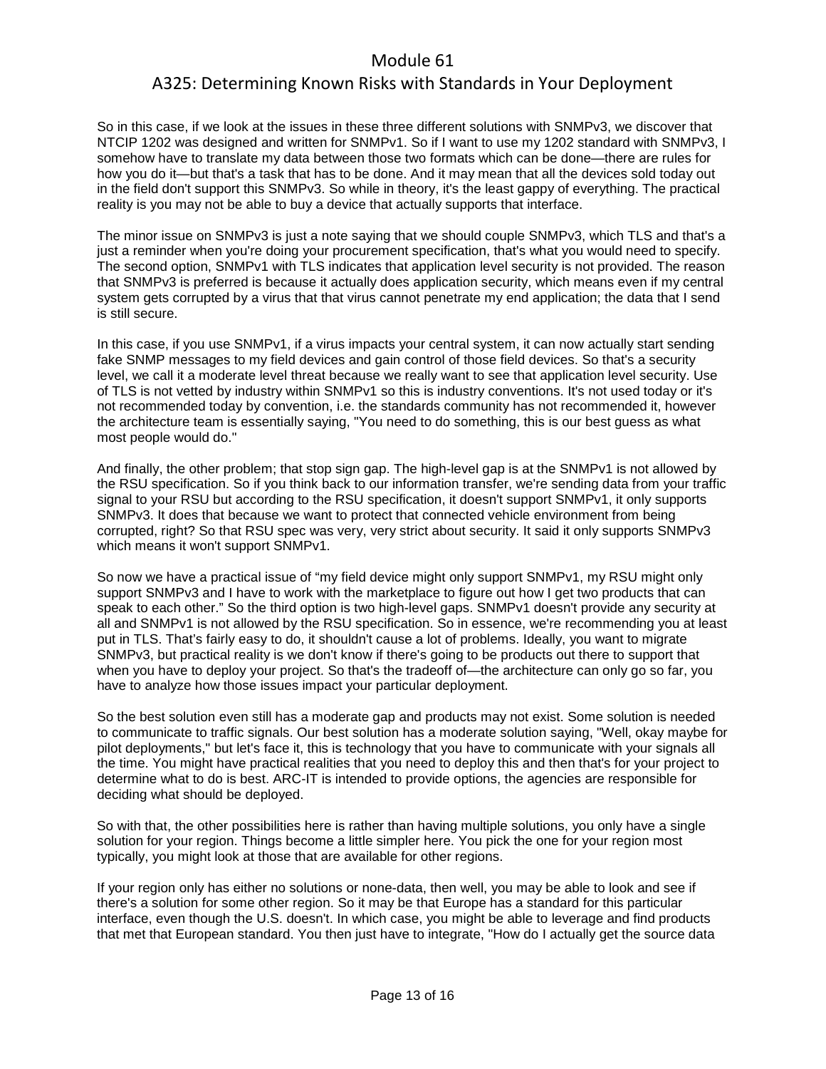So in this case, if we look at the issues in these three different solutions with SNMPv3, we discover that NTCIP 1202 was designed and written for SNMPv1. So if I want to use my 1202 standard with SNMPv3, I somehow have to translate my data between those two formats which can be done—there are rules for how you do it—but that's a task that has to be done. And it may mean that all the devices sold today out in the field don't support this SNMPv3. So while in theory, it's the least gappy of everything. The practical reality is you may not be able to buy a device that actually supports that interface.

The minor issue on SNMPv3 is just a note saying that we should couple SNMPv3, which TLS and that's a just a reminder when you're doing your procurement specification, that's what you would need to specify. The second option, SNMPv1 with TLS indicates that application level security is not provided. The reason that SNMPv3 is preferred is because it actually does application security, which means even if my central system gets corrupted by a virus that that virus cannot penetrate my end application; the data that I send is still secure.

In this case, if you use SNMPv1, if a virus impacts your central system, it can now actually start sending fake SNMP messages to my field devices and gain control of those field devices. So that's a security level, we call it a moderate level threat because we really want to see that application level security. Use of TLS is not vetted by industry within SNMPv1 so this is industry conventions. It's not used today or it's not recommended today by convention, i.e. the standards community has not recommended it, however the architecture team is essentially saying, "You need to do something, this is our best guess as what most people would do."

And finally, the other problem; that stop sign gap. The high-level gap is at the SNMPv1 is not allowed by the RSU specification. So if you think back to our information transfer, we're sending data from your traffic signal to your RSU but according to the RSU specification, it doesn't support SNMPv1, it only supports SNMPv3. It does that because we want to protect that connected vehicle environment from being corrupted, right? So that RSU spec was very, very strict about security. It said it only supports SNMPv3 which means it won't support SNMPv1.

So now we have a practical issue of "my field device might only support SNMPv1, my RSU might only support SNMPv3 and I have to work with the marketplace to figure out how I get two products that can speak to each other." So the third option is two high-level gaps. SNMPv1 doesn't provide any security at all and SNMPv1 is not allowed by the RSU specification. So in essence, we're recommending you at least put in TLS. That's fairly easy to do, it shouldn't cause a lot of problems. Ideally, you want to migrate SNMPv3, but practical reality is we don't know if there's going to be products out there to support that when you have to deploy your project. So that's the tradeoff of—the architecture can only go so far, you have to analyze how those issues impact your particular deployment.

So the best solution even still has a moderate gap and products may not exist. Some solution is needed to communicate to traffic signals. Our best solution has a moderate solution saying, "Well, okay maybe for pilot deployments," but let's face it, this is technology that you have to communicate with your signals all the time. You might have practical realities that you need to deploy this and then that's for your project to determine what to do is best. ARC-IT is intended to provide options, the agencies are responsible for deciding what should be deployed.

So with that, the other possibilities here is rather than having multiple solutions, you only have a single solution for your region. Things become a little simpler here. You pick the one for your region most typically, you might look at those that are available for other regions.

If your region only has either no solutions or none-data, then well, you may be able to look and see if there's a solution for some other region. So it may be that Europe has a standard for this particular interface, even though the U.S. doesn't. In which case, you might be able to leverage and find products that met that European standard. You then just have to integrate, "How do I actually get the source data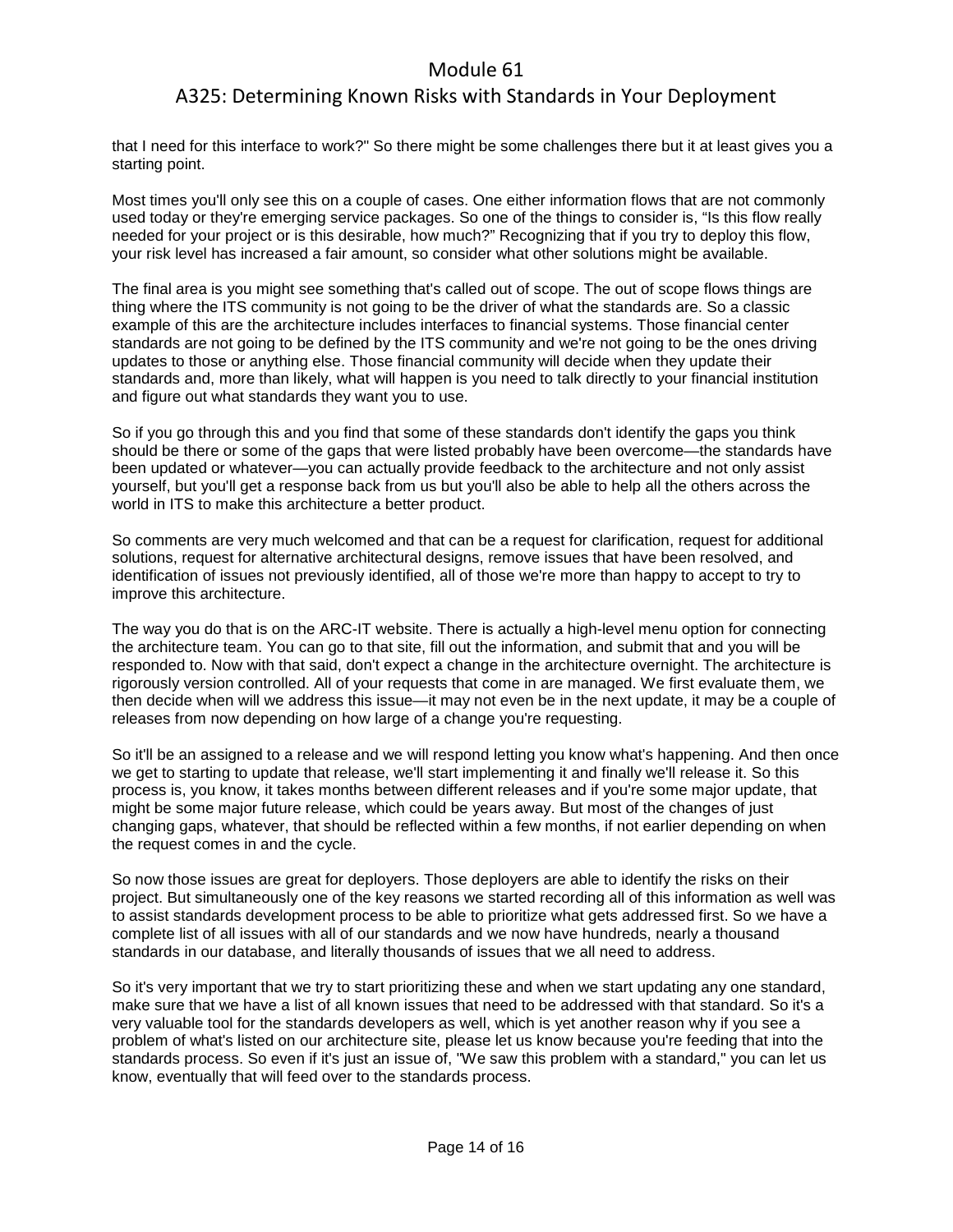that I need for this interface to work?" So there might be some challenges there but it at least gives you a starting point.

Most times you'll only see this on a couple of cases. One either information flows that are not commonly used today or they're emerging service packages. So one of the things to consider is, “Is this flow really needed for your project or is this desirable, how much?” Recognizing that if you try to deploy this flow, your risk level has increased a fair amount, so consider what other solutions might be available.

The final area is you might see something that's called out of scope. The out of scope flows things are thing where the ITS community is not going to be the driver of what the standards are. So a classic example of this are the architecture includes interfaces to financial systems. Those financial center standards are not going to be defined by the ITS community and we're not going to be the ones driving updates to those or anything else. Those financial community will decide when they update their standards and, more than likely, what will happen is you need to talk directly to your financial institution and figure out what standards they want you to use.

So if you go through this and you find that some of these standards don't identify the gaps you think should be there or some of the gaps that were listed probably have been overcome—the standards have been updated or whatever—you can actually provide feedback to the architecture and not only assist yourself, but you'll get a response back from us but you'll also be able to help all the others across the world in ITS to make this architecture a better product.

So comments are very much welcomed and that can be a request for clarification, request for additional solutions, request for alternative architectural designs, remove issues that have been resolved, and identification of issues not previously identified, all of those we're more than happy to accept to try to improve this architecture.

The way you do that is on the ARC-IT website. There is actually a high-level menu option for connecting the architecture team. You can go to that site, fill out the information, and submit that and you will be responded to. Now with that said, don't expect a change in the architecture overnight. The architecture is rigorously version controlled. All of your requests that come in are managed. We first evaluate them, we then decide when will we address this issue—it may not even be in the next update, it may be a couple of releases from now depending on how large of a change you're requesting.

So it'll be an assigned to a release and we will respond letting you know what's happening. And then once we get to starting to update that release, we'll start implementing it and finally we'll release it. So this process is, you know, it takes months between different releases and if you're some major update, that might be some major future release, which could be years away. But most of the changes of just changing gaps, whatever, that should be reflected within a few months, if not earlier depending on when the request comes in and the cycle.

So now those issues are great for deployers. Those deployers are able to identify the risks on their project. But simultaneously one of the key reasons we started recording all of this information as well was to assist standards development process to be able to prioritize what gets addressed first. So we have a complete list of all issues with all of our standards and we now have hundreds, nearly a thousand standards in our database, and literally thousands of issues that we all need to address.

So it's very important that we try to start prioritizing these and when we start updating any one standard, make sure that we have a list of all known issues that need to be addressed with that standard. So it's a very valuable tool for the standards developers as well, which is yet another reason why if you see a problem of what's listed on our architecture site, please let us know because you're feeding that into the standards process. So even if it's just an issue of, "We saw this problem with a standard," you can let us know, eventually that will feed over to the standards process.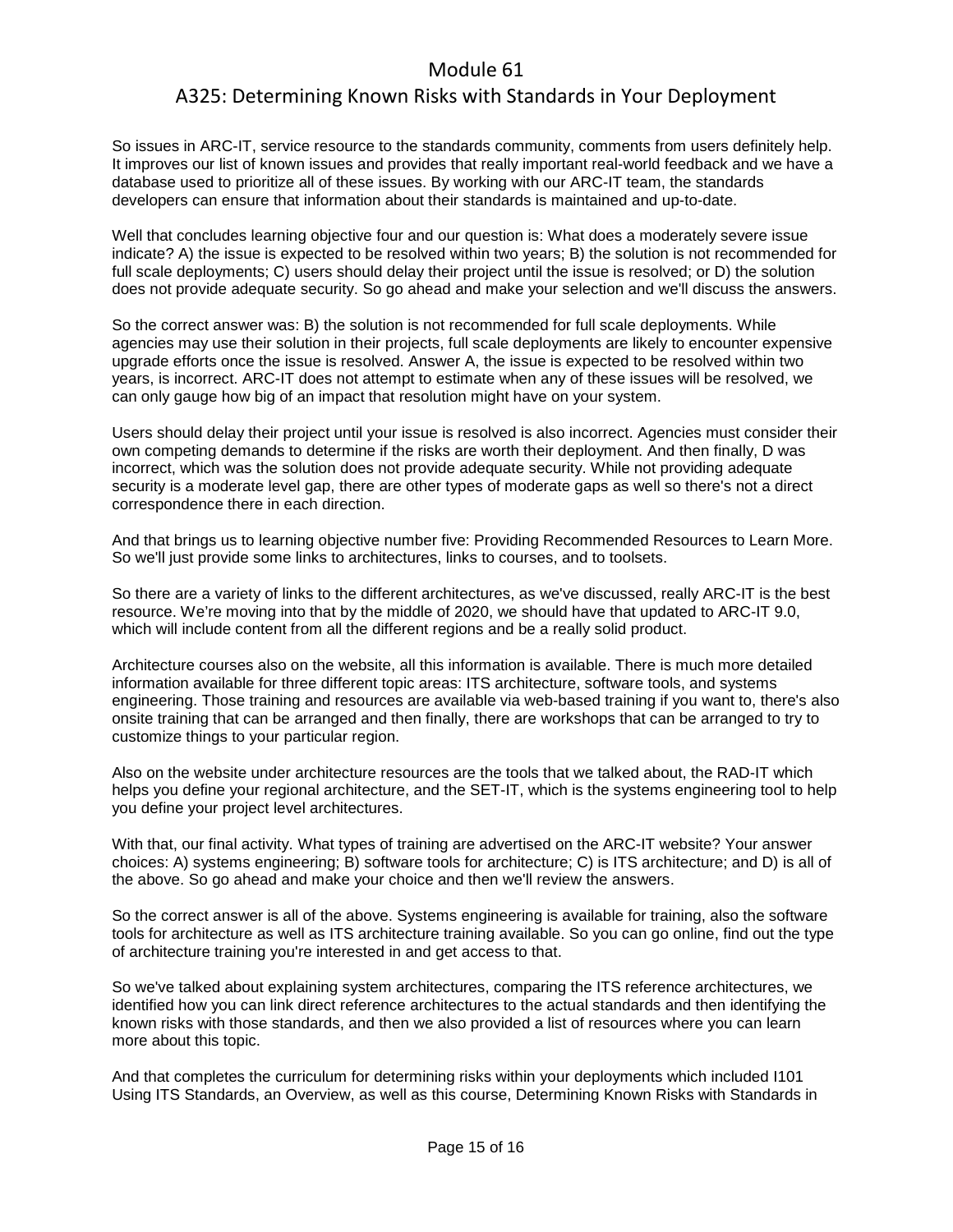So issues in ARC-IT, service resource to the standards community, comments from users definitely help. It improves our list of known issues and provides that really important real-world feedback and we have a database used to prioritize all of these issues. By working with our ARC-IT team, the standards developers can ensure that information about their standards is maintained and up-to-date.

Well that concludes learning objective four and our question is: What does a moderately severe issue indicate? A) the issue is expected to be resolved within two years; B) the solution is not recommended for full scale deployments; C) users should delay their project until the issue is resolved; or D) the solution does not provide adequate security. So go ahead and make your selection and we'll discuss the answers.

So the correct answer was: B) the solution is not recommended for full scale deployments. While agencies may use their solution in their projects, full scale deployments are likely to encounter expensive upgrade efforts once the issue is resolved. Answer A, the issue is expected to be resolved within two years, is incorrect. ARC-IT does not attempt to estimate when any of these issues will be resolved, we can only gauge how big of an impact that resolution might have on your system.

Users should delay their project until your issue is resolved is also incorrect. Agencies must consider their own competing demands to determine if the risks are worth their deployment. And then finally, D was incorrect, which was the solution does not provide adequate security. While not providing adequate security is a moderate level gap, there are other types of moderate gaps as well so there's not a direct correspondence there in each direction.

And that brings us to learning objective number five: Providing Recommended Resources to Learn More. So we'll just provide some links to architectures, links to courses, and to toolsets.

So there are a variety of links to the different architectures, as we've discussed, really ARC-IT is the best resource. We're moving into that by the middle of 2020, we should have that updated to ARC-IT 9.0, which will include content from all the different regions and be a really solid product.

Architecture courses also on the website, all this information is available. There is much more detailed information available for three different topic areas: ITS architecture, software tools, and systems engineering. Those training and resources are available via web-based training if you want to, there's also onsite training that can be arranged and then finally, there are workshops that can be arranged to try to customize things to your particular region.

Also on the website under architecture resources are the tools that we talked about, the RAD-IT which helps you define your regional architecture, and the SET-IT, which is the systems engineering tool to help you define your project level architectures.

With that, our final activity. What types of training are advertised on the ARC-IT website? Your answer choices: A) systems engineering; B) software tools for architecture; C) is ITS architecture; and D) is all of the above. So go ahead and make your choice and then we'll review the answers.

So the correct answer is all of the above. Systems engineering is available for training, also the software tools for architecture as well as ITS architecture training available. So you can go online, find out the type of architecture training you're interested in and get access to that.

So we've talked about explaining system architectures, comparing the ITS reference architectures, we identified how you can link direct reference architectures to the actual standards and then identifying the known risks with those standards, and then we also provided a list of resources where you can learn more about this topic.

And that completes the curriculum for determining risks within your deployments which included I101 Using ITS Standards, an Overview, as well as this course, Determining Known Risks with Standards in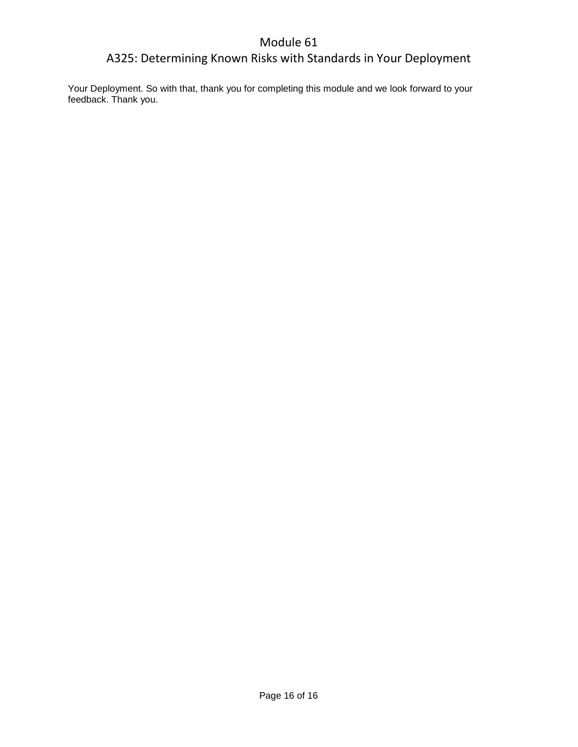Your Deployment. So with that, thank you for completing this module and we look forward to your feedback. Thank you.